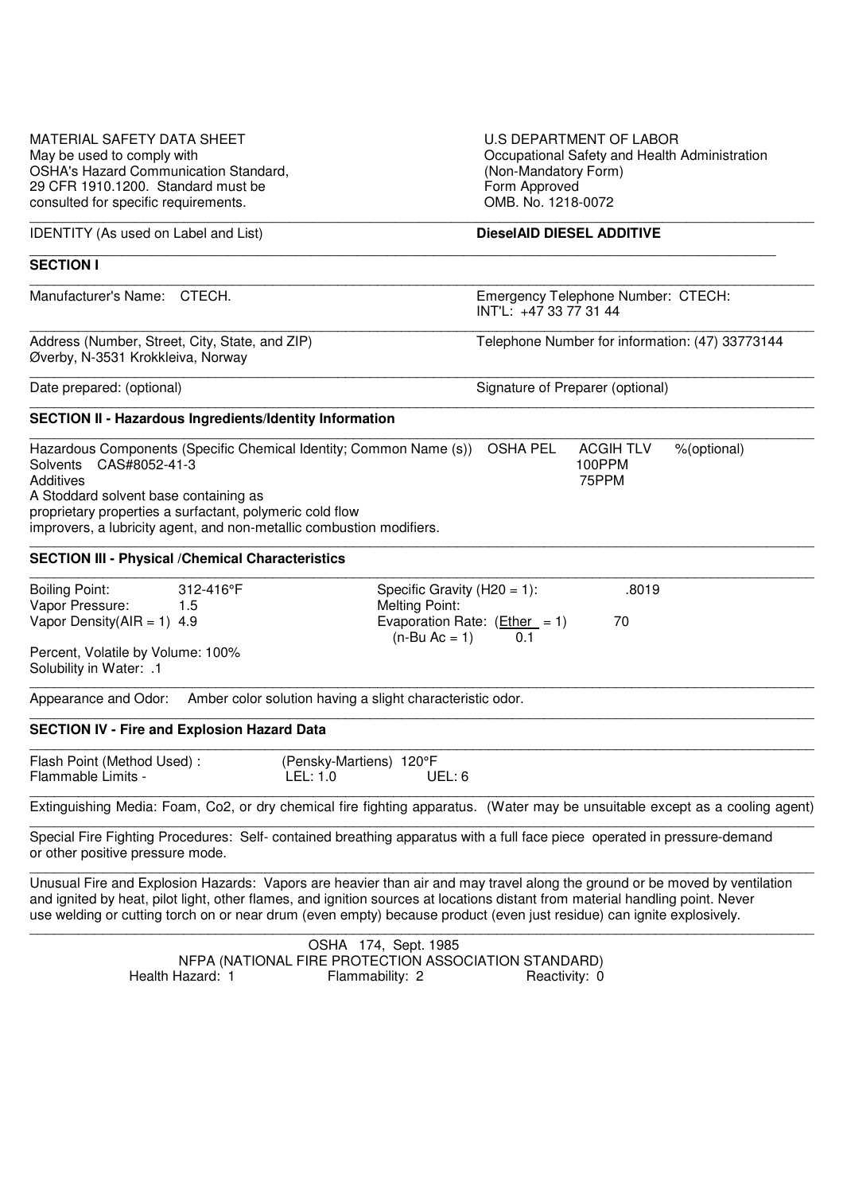MATERIAL SAFETY DATA SHEET
May be used to comply with
OSHA's Hazard Communication Standard,
29 CFR 1910.1200. Standard must be
consulted for specific requirements.

U.S DEPARTMENT OF LABOR
Occupational Safety and Health Administration
(Non-Mandatory Form)
Form Approved
OMB. No. 1218-0072

IDENTITY (As used on Label and List) **DieselAID DIESEL ADDITIVE**

## SECTION I

Manufacturer's Name: CTECH.

Emergency Telephone Number: CTECH:
INT'L: +47 33 77 31 44

Address (Number, Street, City, State, and ZIP)
Øverby, N-3531 Krokkleiva, Norway

Telephone Number for information: (47) 33773144

Date prepared: (optional)

Signature of Preparer (optional)

## SECTION II - Hazardous Ingredients/Identity Information

| Hazardous Components (Specific Chemical Identity; Common Name (s)) | OSHA PEL | ACGIH TLV | %(optional) |
|---|---|---|---|
| Solvents CAS#8052-41-3 | | 100PPM | |
| Additives | | 75PPM | |

A Stoddard solvent base containing as proprietary properties a surfactant, polymeric cold flow improvers, a lubricity agent, and non-metallic combustion modifiers.

## SECTION III - Physical /Chemical Characteristics

Boiling Point: 312-416°F
Vapor Pressure: 1.5
Vapor Density(AIR = 1) 4.9

Specific Gravity ($H_2O$ = 1): .8019
Melting Point:
Evaporation Rate: (Ether = 1) 70
(n-Bu Ac = 1) 0.1

Percent, Volatile by Volume: 100%
Solubility in Water: .1

Appearance and Odor: Amber color solution having a slight characteristic odor.

## SECTION IV - Fire and Explosion Hazard Data

Flash Point (Method Used) : (Pensky-Martiens) 120°F
Flammable Limits - LEL: 1.0 UEL: 6

Extinguishing Media: Foam, Co2, or dry chemical fire fighting apparatus. (Water may be unsuitable except as a cooling agent)

Special Fire Fighting Procedures: Self- contained breathing apparatus with a full face piece operated in pressure-demand or other positive pressure mode.

Unusual Fire and Explosion Hazards: Vapors are heavier than air and may travel along the ground or be moved by ventilation and ignited by heat, pilot light, other flames, and ignition sources at locations distant from material handling point. Never use welding or cutting torch on or near drum (even empty) because product (even just residue) can ignite explosively.

OSHA 174, Sept. 1985
NFPA (NATIONAL FIRE PROTECTION ASSOCIATION STANDARD)

Health Hazard: 1 Flammability: 2 Reactivity: 0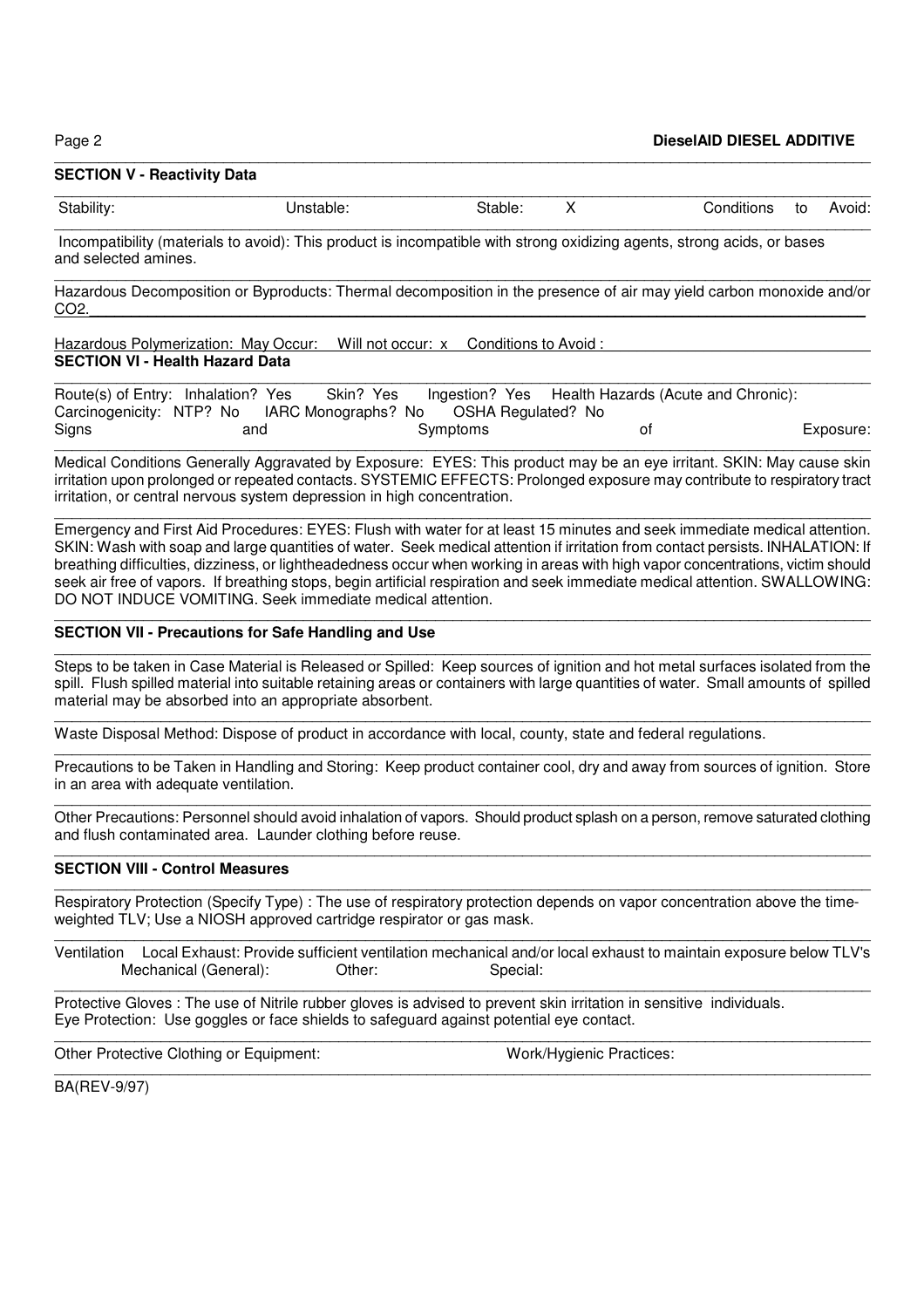## SECTION V - Reactivity Data

Stability: Unstable: Stable: X Conditions to Avoid:

Incompatibility (materials to avoid): This product is incompatible with strong oxidizing agents, strong acids, or bases and selected amines.

Hazardous Decomposition or Byproducts: Thermal decomposition in the presence of air may yield carbon monoxide and/or $CO_2$.

Hazardous Polymerization: May Occur: Will not occur: x Conditions to Avoid :

## SECTION VI - Health Hazard Data

Route(s) of Entry: Inhalation? Yes Skin? Yes Ingestion? Yes Health Hazards (Acute and Chronic):
Carcinogenicity: NTP? No IARC Monographs? No OSHA Regulated? No
Signs and Symptoms of Exposure:

Medical Conditions Generally Aggravated by Exposure: EYES: This product may be an eye irritant. SKIN: May cause skin irritation upon prolonged or repeated contacts. SYSTEMIC EFFECTS: Prolonged exposure may contribute to respiratory tract irritation, or central nervous system depression in high concentration.

Emergency and First Aid Procedures: EYES: Flush with water for at least 15 minutes and seek immediate medical attention. SKIN: Wash with soap and large quantities of water. Seek medical attention if irritation from contact persists. INHALATION: If breathing difficulties, dizziness, or lightheadedness occur when working in areas with high vapor concentrations, victim should seek air free of vapors. If breathing stops, begin artificial respiration and seek immediate medical attention. SWALLOWING: DO NOT INDUCE VOMITING. Seek immediate medical attention.

## SECTION VII - Precautions for Safe Handling and Use

Steps to be taken in Case Material is Released or Spilled: Keep sources of ignition and hot metal surfaces isolated from the spill. Flush spilled material into suitable retaining areas or containers with large quantities of water. Small amounts of spilled material may be absorbed into an appropriate absorbent.

Waste Disposal Method: Dispose of product in accordance with local, county, state and federal regulations.

Precautions to be Taken in Handling and Storing: Keep product container cool, dry and away from sources of ignition. Store in an area with adequate ventilation.

Other Precautions: Personnel should avoid inhalation of vapors. Should product splash on a person, remove saturated clothing and flush contaminated area. Launder clothing before reuse.

## SECTION VIII - Control Measures

Respiratory Protection (Specify Type) : The use of respiratory protection depends on vapor concentration above the time-weighted TLV; Use a NIOSH approved cartridge respirator or gas mask.

Ventilation Local Exhaust: Provide sufficient ventilation mechanical and/or local exhaust to maintain exposure below TLV's
Mechanical (General): Other: Special:

Protective Gloves : The use of Nitrile rubber gloves is advised to prevent skin irritation in sensitive individuals.
Eye Protection: Use goggles or face shields to safeguard against potential eye contact.

Other Protective Clothing or Equipment: Work/Hygienic Practices:

BA(REV-9/97)